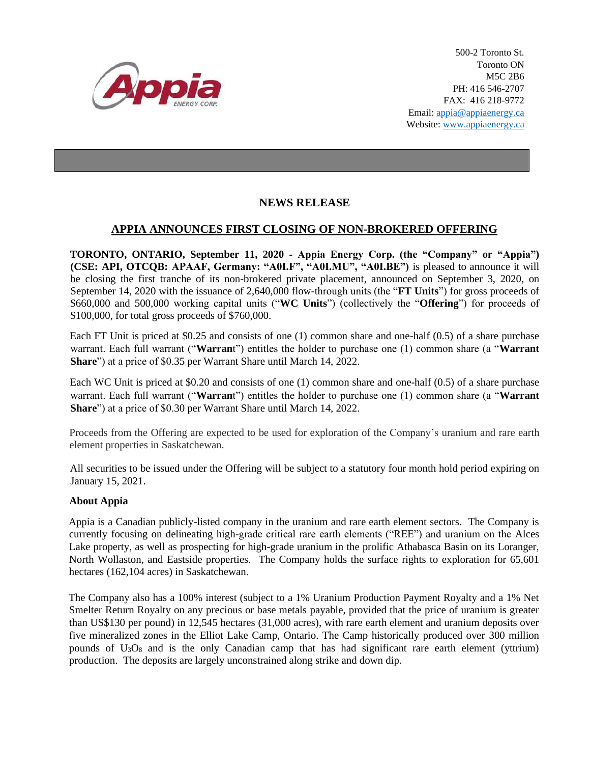500-2 Toronto St.
Toronto ON
M5C 2B6
PH: 416 546-2707
FAX: 416 218-9772
Email: appia@appiaenergy.ca
Website: www.appiaenergy.ca

# NEWS RELEASE

## APPIA ANNOUNCES FIRST CLOSING OF NON-BROKERED OFFERING

**TORONTO, ONTARIO, September 11, 2020 - Appia Energy Corp. (the "Company" or "Appia") (CSE: API, OTCQB: APAAF, Germany: "A0I.F", "A0I.MU", "A0I.BE")** is pleased to announce it will be closing the first tranche of its non-brokered private placement, announced on September 3, 2020, on September 14, 2020 with the issuance of 2,640,000 flow-through units (the "**FT Units**") for gross proceeds of $660,000 and 500,000 working capital units ("**WC Units**") (collectively the "**Offering**") for proceeds of $100,000, for total gross proceeds of $760,000.

Each FT Unit is priced at $0.25 and consists of one (1) common share and one-half (0.5) of a share purchase warrant. Each full warrant ("**Warrant**") entitles the holder to purchase one (1) common share (a "**Warrant Share**") at a price of $0.35 per Warrant Share until March 14, 2022.

Each WC Unit is priced at $0.20 and consists of one (1) common share and one-half (0.5) of a share purchase warrant. Each full warrant ("**Warrant**") entitles the holder to purchase one (1) common share (a "**Warrant Share**") at a price of $0.30 per Warrant Share until March 14, 2022.

Proceeds from the Offering are expected to be used for exploration of the Company's uranium and rare earth element properties in Saskatchewan.

All securities to be issued under the Offering will be subject to a statutory four month hold period expiring on January 15, 2021.

**About Appia**

Appia is a Canadian publicly-listed company in the uranium and rare earth element sectors. The Company is currently focusing on delineating high-grade critical rare earth elements ("REE") and uranium on the Alces Lake property, as well as prospecting for high-grade uranium in the prolific Athabasca Basin on its Loranger, North Wollaston, and Eastside properties. The Company holds the surface rights to exploration for 65,601 hectares (162,104 acres) in Saskatchewan.

The Company also has a 100% interest (subject to a 1% Uranium Production Payment Royalty and a 1% Net Smelter Return Royalty on any precious or base metals payable, provided that the price of uranium is greater than US$130 per pound) in 12,545 hectares (31,000 acres), with rare earth element and uranium deposits over five mineralized zones in the Elliot Lake Camp, Ontario. The Camp historically produced over 300 million pounds of $U_3O_8$ and is the only Canadian camp that has had significant rare earth element (yttrium) production. The deposits are largely unconstrained along strike and down dip.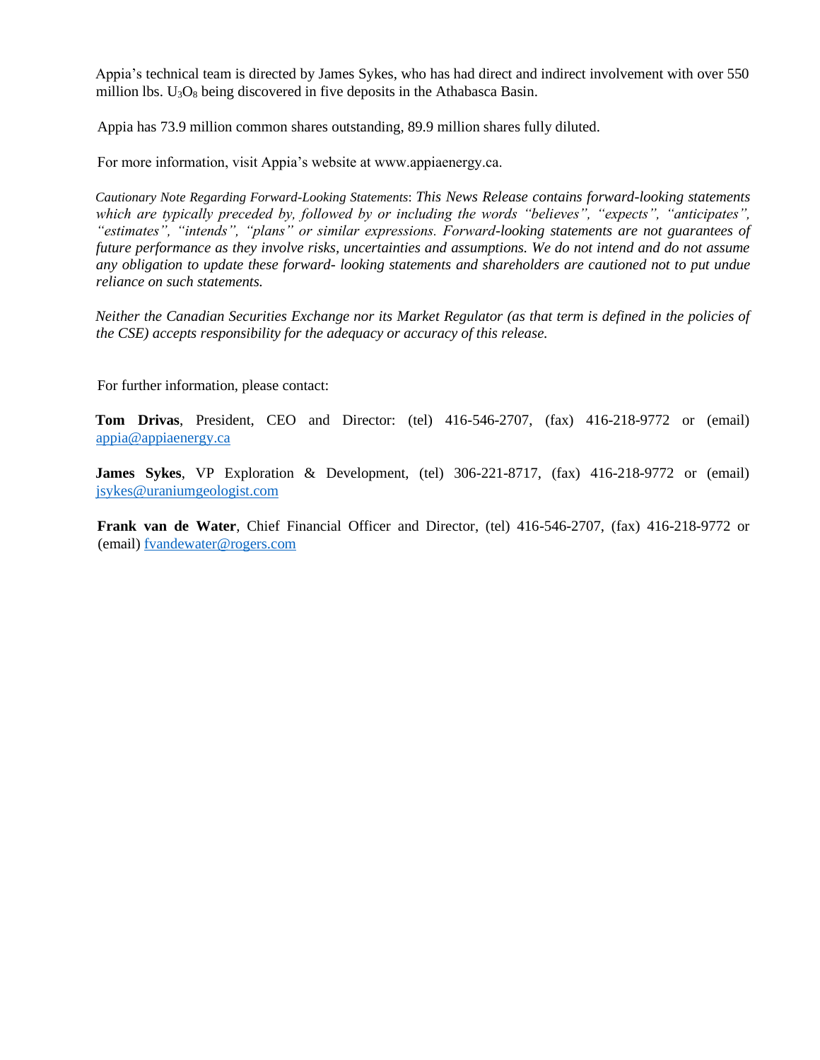Appia's technical team is directed by James Sykes, who has had direct and indirect involvement with over 550 million lbs. $U_3O_8$ being discovered in five deposits in the Athabasca Basin.

Appia has 73.9 million common shares outstanding, 89.9 million shares fully diluted.

For more information, visit Appia's website at www.appiaenergy.ca.

*Cautionary Note Regarding Forward-Looking Statements: This News Release contains forward-looking statements which are typically preceded by, followed by or including the words "believes", "expects", "anticipates", "estimates", "intends", "plans" or similar expressions. Forward-looking statements are not guarantees of future performance as they involve risks, uncertainties and assumptions. We do not intend and do not assume any obligation to update these forward- looking statements and shareholders are cautioned not to put undue reliance on such statements.*

*Neither the Canadian Securities Exchange nor its Market Regulator (as that term is defined in the policies of the CSE) accepts responsibility for the adequacy or accuracy of this release.*

For further information, please contact:

**Tom Drivas**, President, CEO and Director: (tel) 416-546-2707, (fax) 416-218-9772 or (email) appia@appiaenergy.ca

**James Sykes**, VP Exploration & Development, (tel) 306-221-8717, (fax) 416-218-9772 or (email) jsykes@uraniumgeologist.com

**Frank van de Water**, Chief Financial Officer and Director, (tel) 416-546-2707, (fax) 416-218-9772 or (email) fvandewater@rogers.com